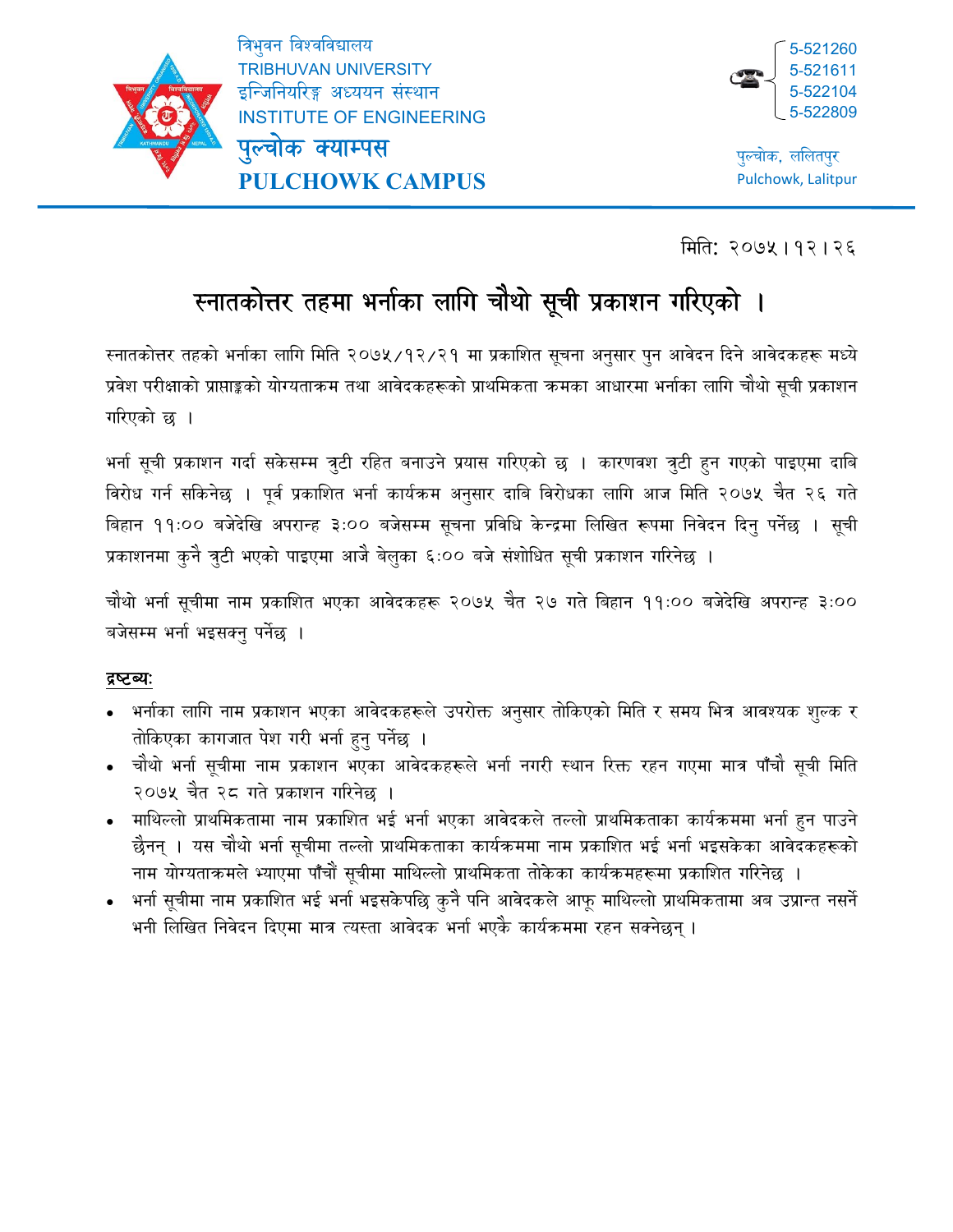त्रिभुवन विश्वविद्यालय
TRIBHUVAN UNIVERSITY
इन्जिनियरिङ्ग अध्ययन संस्थान
INSTITUTE OF ENGINEERING

# पुल्चोक क्याम्पस
# PULCHOWK CAMPUS

5-521260
5-521611
5-522104
5-522809

पुल्चोक, ललितपुर
Pulchowk, Lalitpur

---

मिति: २०७५।१२।२६

## स्नातकोत्तर तहमा भर्नाका लागि चौथो सूची प्रकाशन गरिएको ।

स्नातकोत्तर तहको भर्नाका लागि मिति २०७५/१२/२१ मा प्रकाशित सूचना अनुसार पुन आवेदन दिने आवेदकहरू मध्ये प्रवेश परीक्षाको प्राप्ताङ्कको योग्यताक्रम तथा आवेदकहरूको प्राथमिकता क्रमका आधारमा भर्नाका लागि चौथो सूची प्रकाशन गरिएको छ ।

भर्ना सूची प्रकाशन गर्दा सकेसम्म त्रुटी रहित बनाउने प्रयास गरिएको छ । कारणवश त्रुटी हुन गएको पाइएमा दाबि विरोध गर्न सकिनेछ । पूर्व प्रकाशित भर्ना कार्यक्रम अनुसार दाबि विरोधका लागि आज मिति २०७५ चैत २६ गते बिहान ११:०० बजेदेखि अपरान्ह ३:०० बजेसम्म सूचना प्रविधि केन्द्रमा लिखित रूपमा निवेदन दिनु पर्नेछ । सूची प्रकाशनमा कुनै त्रुटी भएको पाइएमा आजै बेलुका ६:०० बजे संशोधित सूची प्रकाशन गरिनेछ ।

चौथो भर्ना सूचीमा नाम प्रकाशित भएका आवेदकहरू २०७५ चैत २७ गते बिहान ११:०० बजेदेखि अपरान्ह ३:०० बजेसम्म भर्ना भइसक्नु पर्नेछ ।

**द्रष्टव्य:**

- भर्नाका लागि नाम प्रकाशन भएका आवेदकहरूले उपरोक्त अनुसार तोकिएको मिति र समय भित्र आवश्यक शुल्क र तोकिएका कागजात पेश गरी भर्ना हुनु पर्नेछ ।
- चौथो भर्ना सूचीमा नाम प्रकाशन भएका आवेदकहरूले भर्ना नगरी स्थान रिक्त रहन गएमा मात्र पाँचौ सूची मिति २०७५ चैत २८ गते प्रकाशन गरिनेछ ।
- माथिल्लो प्राथमिकतामा नाम प्रकाशित भई भर्ना भएका आवेदकले तल्लो प्राथमिकताका कार्यक्रममा भर्ना हुन पाउने छैनन् । यस चौथो भर्ना सूचीमा तल्लो प्राथमिकताका कार्यक्रममा नाम प्रकाशित भई भर्ना भइसकेका आवेदकहरूको नाम योग्यताक्रमले भ्याएमा पाँचौं सूचीमा माथिल्लो प्राथमिकता तोकेका कार्यक्रमहरूमा प्रकाशित गरिनेछ ।
- भर्ना सूचीमा नाम प्रकाशित भई भर्ना भइसकेपछि कुनै पनि आवेदकले आफू माथिल्लो प्राथमिकतामा अब उप्रान्त नसर्ने भनी लिखित निवेदन दिएमा मात्र त्यस्ता आवेदक भर्ना भएकै कार्यक्रममा रहन सक्नेछन् ।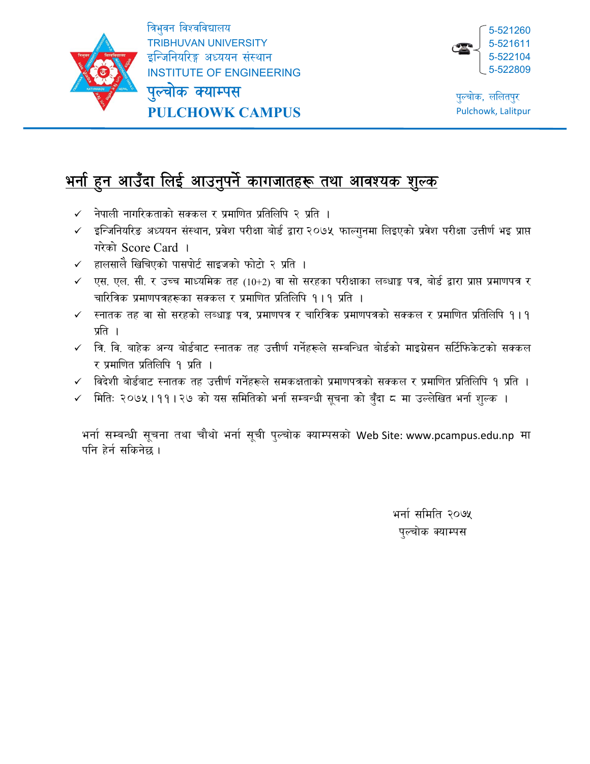त्रिभुवन विश्वविद्यालय
TRIBHUVAN UNIVERSITY
इन्जिनियरिङ्ग अध्ययन संस्थान
INSTITUTE OF ENGINEERING

**पुल्चोक क्याम्पस**
**PULCHOWK CAMPUS**

5-521260
5-521611
5-522104
5-522809

पुल्चोक, ललितपुर
Pulchowk, Lalitpur

## भर्ना हुन आउँदा लिई आउनुपर्ने कागजातहरू तथा आवश्यक शुल्क

- ✓ नेपाली नागरिकताको सक्कल र प्रमाणित प्रतिलिपि २ प्रति ।
- ✓ इन्जिनियरिङ अध्ययन संस्थान, प्रवेश परीक्षा बोर्ड द्वारा २०७५ फाल्गुनमा लिइएको प्रवेश परीक्षा उत्तीर्ण भइ प्राप्त गरेको Score Card ।
- ✓ हालसालै खिचिएको पासपोर्ट साइजको फोटो २ प्रति ।
- ✓ एस. एल. सी. र उच्च माध्यमिक तह (10+2) वा सो सरहका परीक्षाका लब्धाङ्क पत्र, बोर्ड द्वारा प्राप्त प्रमाणपत्र र चारित्रिक प्रमाणपत्रहरूका सक्कल र प्रमाणित प्रतिलिपि १।१ प्रति ।
- ✓ स्नातक तह वा सो सरहको लब्धाङ्क पत्र, प्रमाणपत्र र चारित्रिक प्रमाणपत्रको सक्कल र प्रमाणित प्रतिलिपि १।१ प्रति ।
- ✓ त्रि. वि. बाहेक अन्य बोर्डबाट स्नातक तह उत्तीर्ण गर्नेहरूले सम्बन्धित बोर्डको माइग्रेसन सर्टिफिकेटको सक्कल र प्रमाणित प्रतिलिपि १ प्रति ।
- ✓ विदेशी बोर्डबाट स्नातक तह उत्तीर्ण गर्नेहरूले समकक्षताको प्रमाणपत्रको सक्कल र प्रमाणित प्रतिलिपि १ प्रति ।
- ✓ मितिः २०७५।११।२७ को यस समितिको भर्ना सम्बन्धी सूचना को बुँदा ८ मा उल्लेखित भर्ना शुल्क ।

भर्ना सम्बन्धी सूचना तथा चौथो भर्ना सूची पुल्चोक क्याम्पसको Web Site: www.pcampus.edu.np मा पनि हेर्न सकिनेछ ।

भर्ना समिति २०७५
पुल्चोक क्याम्पस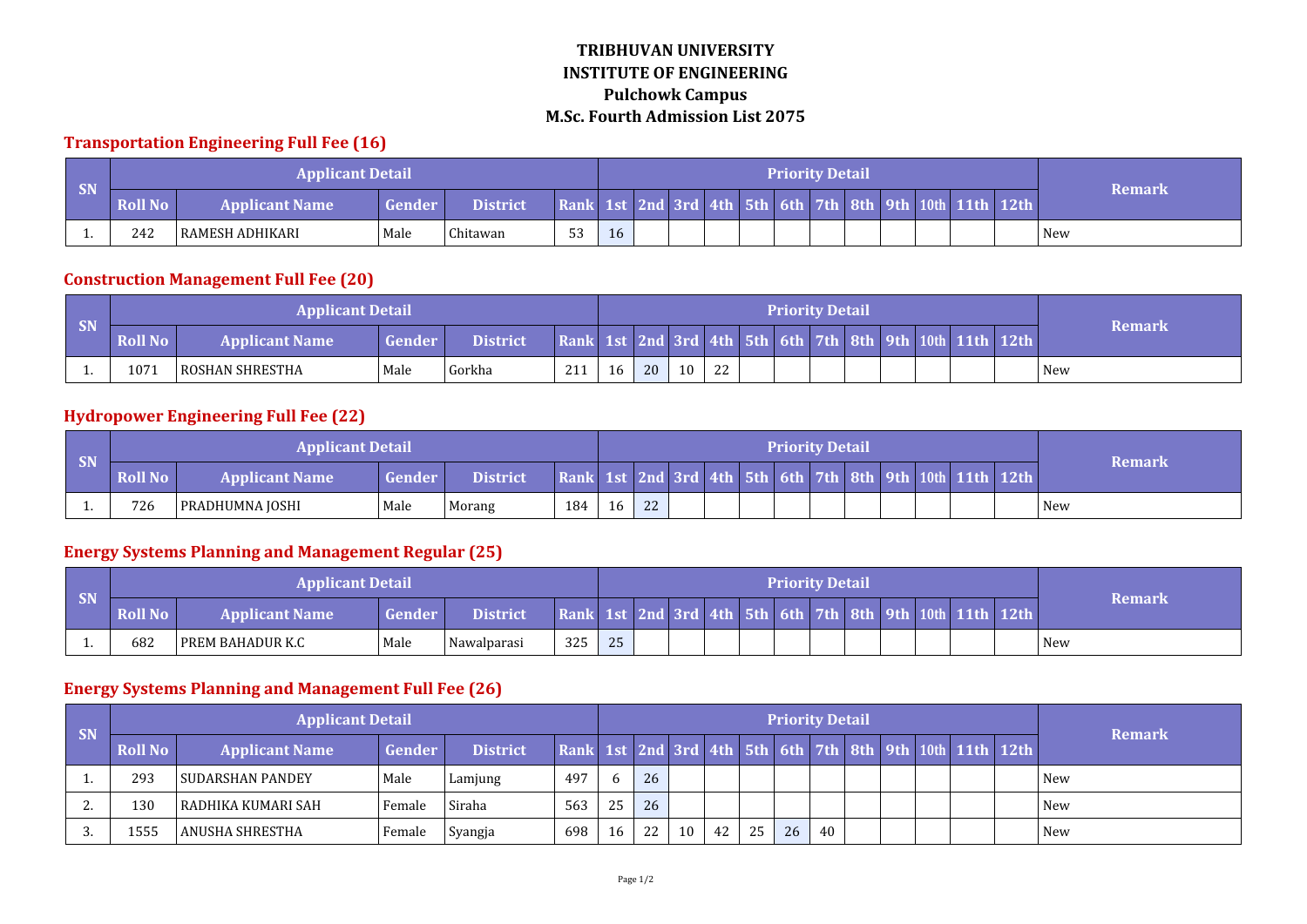**TRIBHUVAN UNIVERSITY**
**INSTITUTE OF ENGINEERING**
**Pulchowk Campus**
**M.Sc. Fourth Admission List 2075**

## Transportation Engineering Full Fee (16)

| SN | Applicant Detail | | | | | Priority Detail | | | | | | | | | | | | Remark |
|---|---|---|---|---|---|---|---|---|---|---|---|---|---|---|---|---|---|---|
| | Roll No | Applicant Name | Gender | District | Rank | 1st | 2nd | 3rd | 4th | 5th | 6th | 7th | 8th | 9th | 10th | 11th | 12th | |
| 1. | 242 | RAMESH ADHIKARI | Male | Chitawan | 53 | 16 | | | | | | | | | | | | New |

## Construction Management Full Fee (20)

| SN | Applicant Detail | | | | | Priority Detail | | | | | | | | | | | | Remark |
|---|---|---|---|---|---|---|---|---|---|---|---|---|---|---|---|---|---|---|
| | Roll No | Applicant Name | Gender | District | Rank | 1st | 2nd | 3rd | 4th | 5th | 6th | 7th | 8th | 9th | 10th | 11th | 12th | |
| 1. | 1071 | ROSHAN SHRESTHA | Male | Gorkha | 211 | 16 | 20 | 10 | 22 | | | | | | | | | New |

## Hydropower Engineering Full Fee (22)

| SN | Applicant Detail | | | | | Priority Detail | | | | | | | | | | | | Remark |
|---|---|---|---|---|---|---|---|---|---|---|---|---|---|---|---|---|---|---|
| | Roll No | Applicant Name | Gender | District | Rank | 1st | 2nd | 3rd | 4th | 5th | 6th | 7th | 8th | 9th | 10th | 11th | 12th | |
| 1. | 726 | PRADHUMNA JOSHI | Male | Morang | 184 | 16 | 22 | | | | | | | | | | | New |

## Energy Systems Planning and Management Regular (25)

| SN | Applicant Detail | | | | | Priority Detail | | | | | | | | | | | | Remark |
|---|---|---|---|---|---|---|---|---|---|---|---|---|---|---|---|---|---|---|
| | Roll No | Applicant Name | Gender | District | Rank | 1st | 2nd | 3rd | 4th | 5th | 6th | 7th | 8th | 9th | 10th | 11th | 12th | |
| 1. | 682 | PREM BAHADUR K.C | Male | Nawalparasi | 325 | 25 | | | | | | | | | | | | New |

## Energy Systems Planning and Management Full Fee (26)

| SN | Applicant Detail | | | | | Priority Detail | | | | | | | | | | | | Remark |
|---|---|---|---|---|---|---|---|---|---|---|---|---|---|---|---|---|---|---|
| | Roll No | Applicant Name | Gender | District | Rank | 1st | 2nd | 3rd | 4th | 5th | 6th | 7th | 8th | 9th | 10th | 11th | 12th | |
| 1. | 293 | SUDARSHAN PANDEY | Male | Lamjung | 497 | 6 | 26 | | | | | | | | | | | New |
| 2. | 130 | RADHIKA KUMARI SAH | Female | Siraha | 563 | 25 | 26 | | | | | | | | | | | New |
| 3. | 1555 | ANUSHA SHRESTHA | Female | Syangja | 698 | 16 | 22 | 10 | 42 | 25 | 26 | 40 | | | | | | New |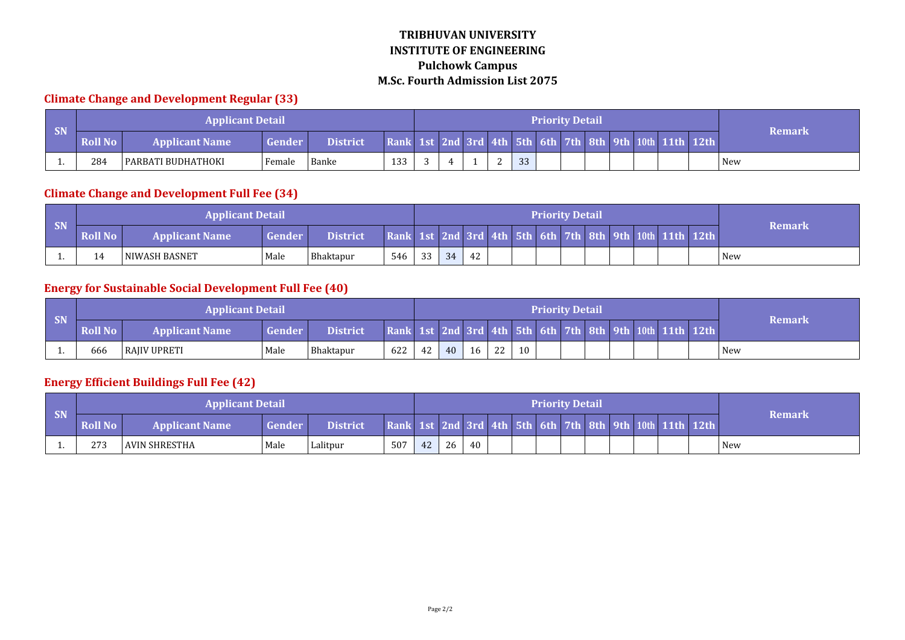# TRIBHUVAN UNIVERSITY
# INSTITUTE OF ENGINEERING
## Pulchowk Campus
## M.Sc. Fourth Admission List 2075

### Climate Change and Development Regular (33)

| SN | Applicant Detail | | | | Priority Detail | | | | | | | | | | | | | Remark |
|---|---|---|---|---|---|---|---|---|---|---|---|---|---|---|---|---|---|---|
| | Roll No | Applicant Name | Gender | District | Rank | 1st | 2nd | 3rd | 4th | 5th | 6th | 7th | 8th | 9th | 10th | 11th | 12th | |
| 1. | 284 | PARBATI BUDHATHOKI | Female | Banke | 133 | 3 | 4 | 1 | 2 | 33 | | | | | | | | New |

### Climate Change and Development Full Fee (34)

| SN | Applicant Detail | | | | Priority Detail | | | | | | | | | | | | | Remark |
|---|---|---|---|---|---|---|---|---|---|---|---|---|---|---|---|---|---|---|
| | Roll No | Applicant Name | Gender | District | Rank | 1st | 2nd | 3rd | 4th | 5th | 6th | 7th | 8th | 9th | 10th | 11th | 12th | |
| 1. | 14 | NIWASH BASNET | Male | Bhaktapur | 546 | 33 | 34 | 42 | | | | | | | | | | New |

### Energy for Sustainable Social Development Full Fee (40)

| SN | Applicant Detail | | | | Priority Detail | | | | | | | | | | | | | Remark |
|---|---|---|---|---|---|---|---|---|---|---|---|---|---|---|---|---|---|---|
| | Roll No | Applicant Name | Gender | District | Rank | 1st | 2nd | 3rd | 4th | 5th | 6th | 7th | 8th | 9th | 10th | 11th | 12th | |
| 1. | 666 | RAJIV UPRETI | Male | Bhaktapur | 622 | 42 | 40 | 16 | 22 | 10 | | | | | | | | New |

### Energy Efficient Buildings Full Fee (42)

| SN | Applicant Detail | | | | Priority Detail | | | | | | | | | | | | | Remark |
|---|---|---|---|---|---|---|---|---|---|---|---|---|---|---|---|---|---|---|
| | Roll No | Applicant Name | Gender | District | Rank | 1st | 2nd | 3rd | 4th | 5th | 6th | 7th | 8th | 9th | 10th | 11th | 12th | |
| 1. | 273 | AVIN SHRESTHA | Male | Lalitpur | 507 | 42 | 26 | 40 | | | | | | | | | | New |